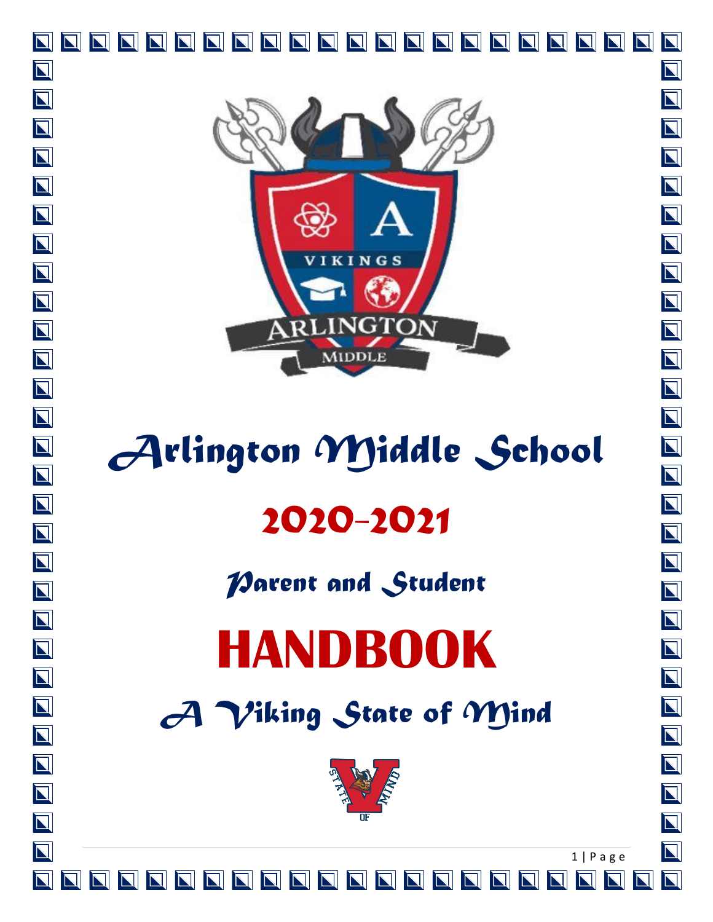# Arlington Middle School

## 2020-2021

## Parent and Student

# HANDBOOK

## A Viking State of Mind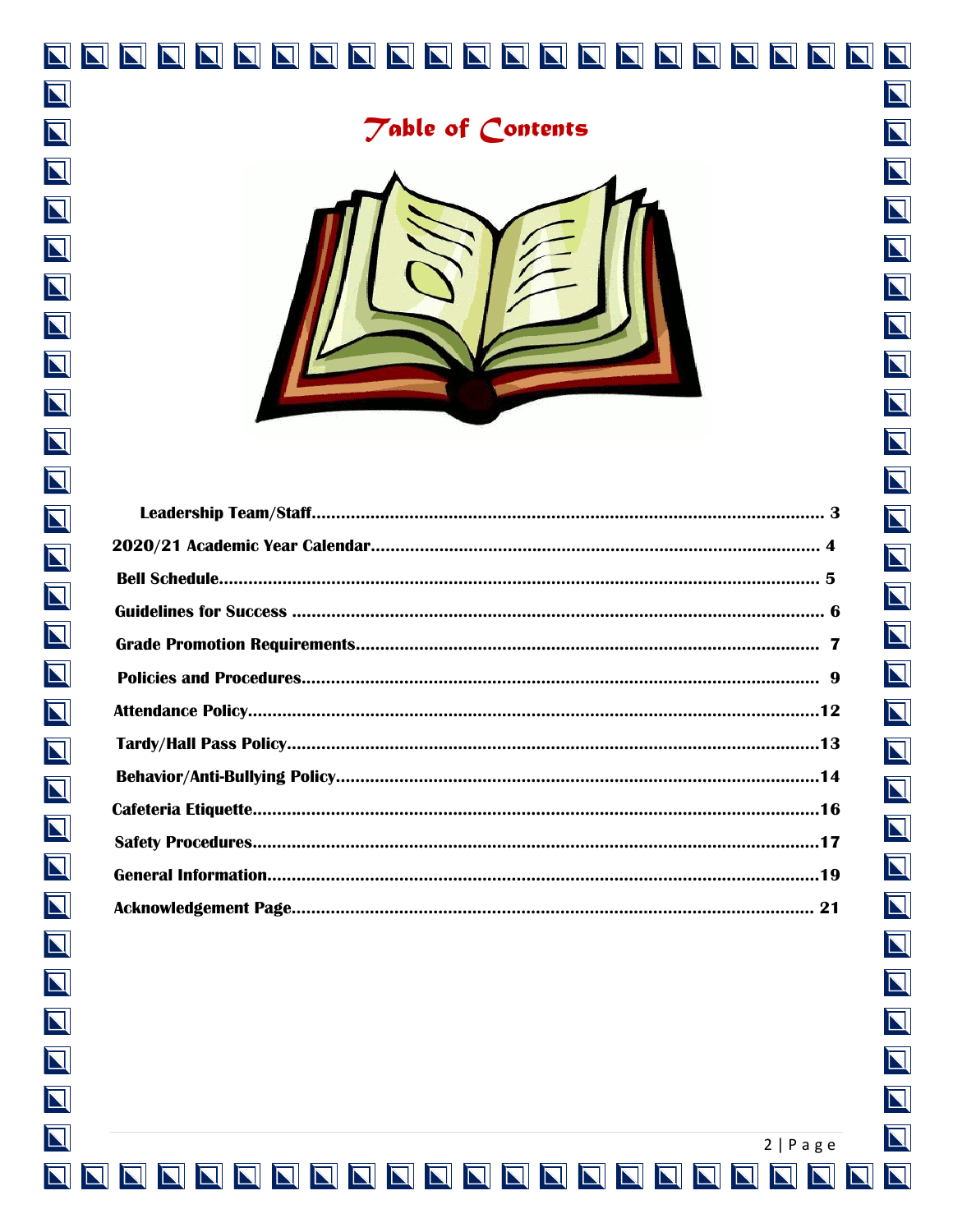# Table of Contents

| | |
|---|---|
| **Leadership Team/Staff** | **3** |
| **2020/21 Academic Year Calendar** | **4** |
| **Bell Schedule** | **5** |
| **Guidelines for Success** | **6** |
| **Grade Promotion Requirements** | **7** |
| **Policies and Procedures** | **9** |
| **Attendance Policy** | **12** |
| **Tardy/Hall Pass Policy** | **13** |
| **Behavior/Anti-Bullying Policy** | **14** |
| **Cafeteria Etiquette** | **16** |
| **Safety Procedures** | **17** |
| **General Information** | **19** |
| **Acknowledgement Page** | **21** |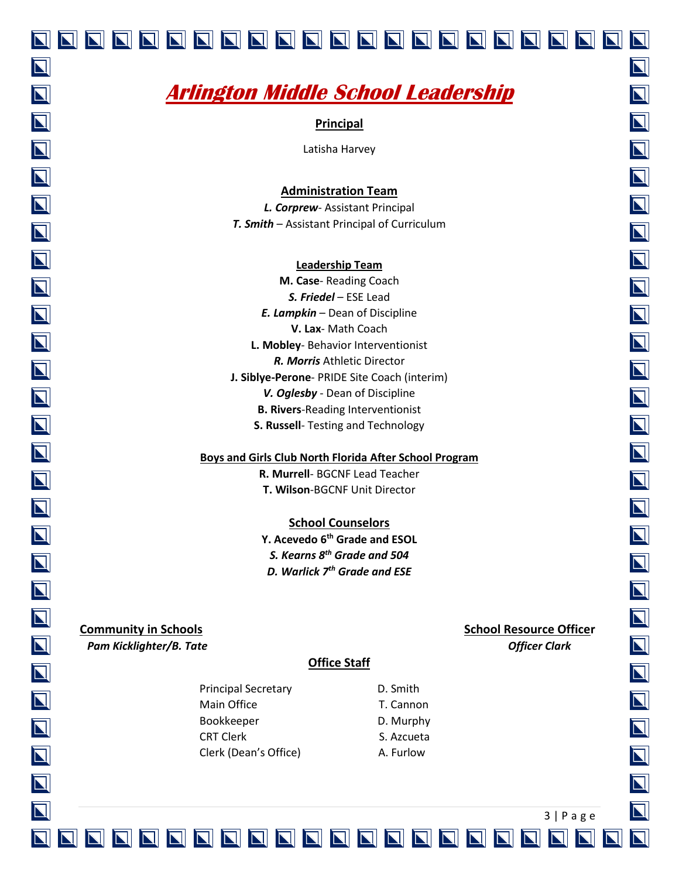# Arlington Middle School Leadership

**Principal**

Latisha Harvey

**Administration Team**

***L. Corprew***- Assistant Principal
***T. Smith*** – Assistant Principal of Curriculum

**Leadership Team**

**M. Case**- Reading Coach
***S. Friedel*** – ESE Lead
***E. Lampkin*** – Dean of Discipline
**V. Lax**- Math Coach
**L. Mobley**- Behavior Interventionist
***R. Morris*** Athletic Director
**J. Siblye-Perone**- PRIDE Site Coach (interim)
***V. Oglesby*** - Dean of Discipline
**B. Rivers**-Reading Interventionist
**S. Russell**- Testing and Technology

**Boys and Girls Club North Florida After School Program**

**R. Murrell**- BGCNF Lead Teacher
**T. Wilson**-BGCNF Unit Director

**School Counselors**

**Y. Acevedo 6th Grade and ESOL**
***S. Kearns 8th Grade and 504***
***D. Warlick 7th Grade and ESE***

**Community in Schools**

*Pam Kicklighter/B. Tate*

**School Resource Officer**

*Officer Clark*

**Office Staff**

| | |
|---|---|
| Principal Secretary | D. Smith |
| Main Office | T. Cannon |
| Bookkeeper | D. Murphy |
| CRT Clerk | S. Azcueta |
| Clerk (Dean's Office) | A. Furlow |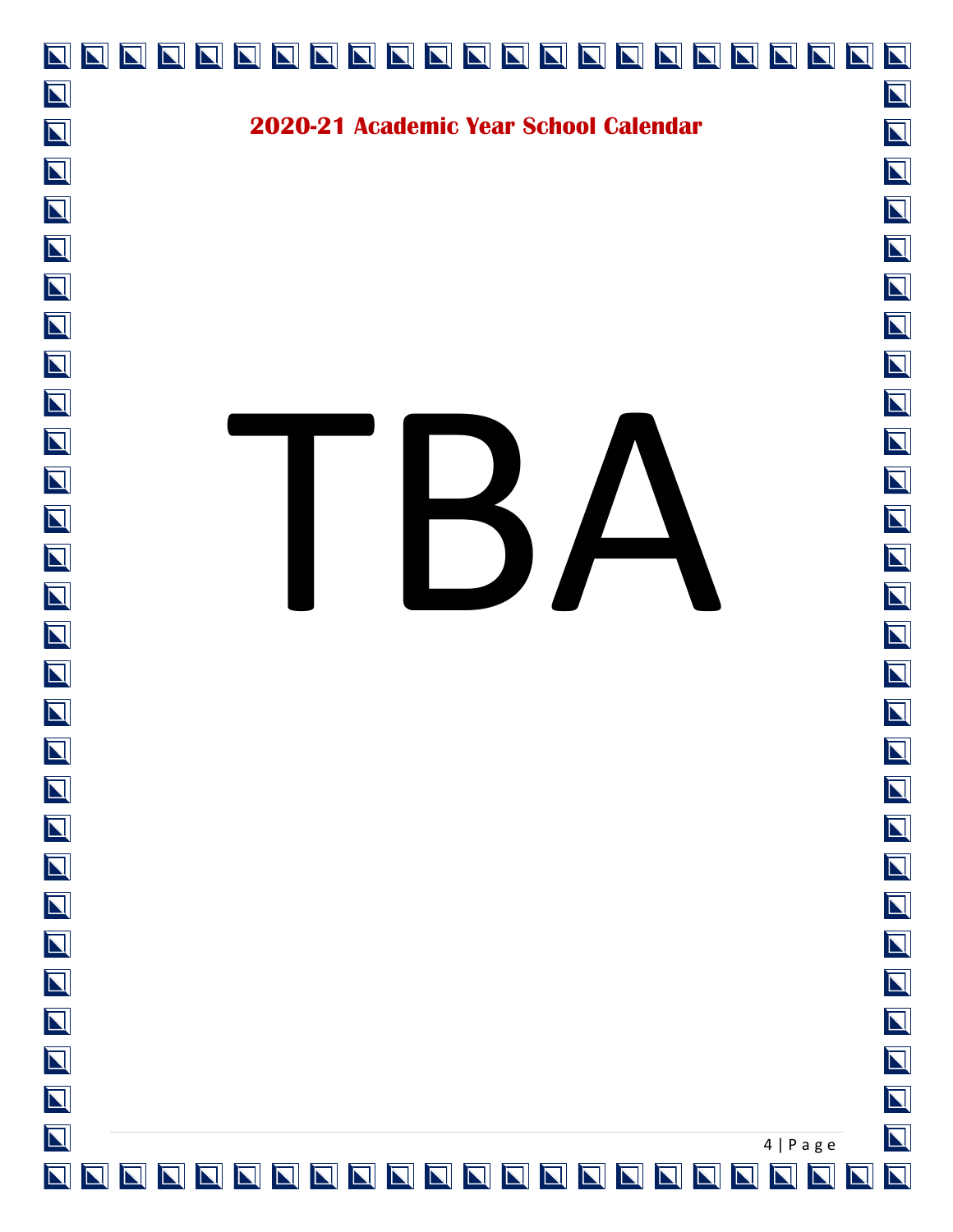## 2020-21 Academic Year School Calendar

# TBA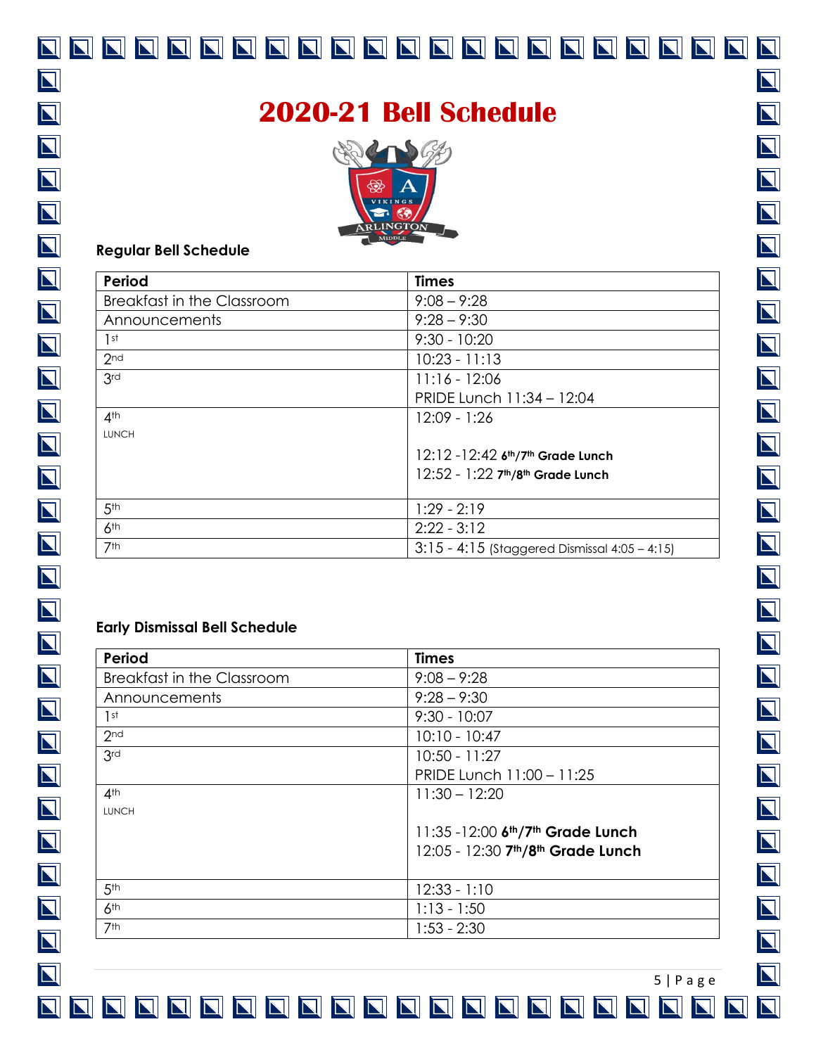# 2020-21 Bell Schedule

### Regular Bell Schedule

| Period | Times |
| --- | --- |
| Breakfast in the Classroom | 9:08 – 9:28 |
| Announcements | 9:28 – 9:30 |
| 1st | 9:30 - 10:20 |
| 2nd | 10:23 - 11:13 |
| 3rd | 11:16 - 12:06<br>PRIDE Lunch 11:34 – 12:04 |
| 4th<br>LUNCH | 12:09 - 1:26<br><br>12:12 -12:42 **6th/7th Grade Lunch**<br>12:52 - 1:22 **7th/8th Grade Lunch** |
| 5th | 1:29 - 2:19 |
| 6th | 2:22 - 3:12 |
| 7th | 3:15 - 4:15 (Staggered Dismissal 4:05 – 4:15) |

### Early Dismissal Bell Schedule

| Period | Times |
| --- | --- |
| Breakfast in the Classroom | 9:08 – 9:28 |
| Announcements | 9:28 – 9:30 |
| 1st | 9:30 - 10:07 |
| 2nd | 10:10 - 10:47 |
| 3rd | 10:50 - 11:27<br>PRIDE Lunch 11:00 – 11:25 |
| 4th<br>LUNCH | 11:30 – 12:20<br><br>11:35 -12:00 **6th/7th Grade Lunch**<br>12:05 - 12:30 **7th/8th Grade Lunch** |
| 5th | 12:33 - 1:10 |
| 6th | 1:13 - 1:50 |
| 7th | 1:53 - 2:30 |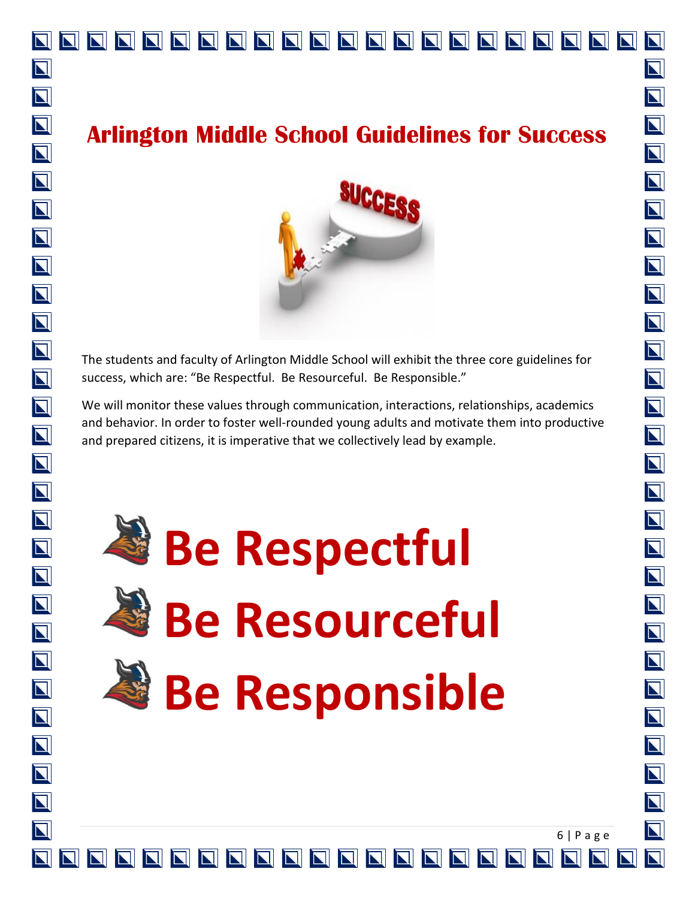# Arlington Middle School Guidelines for Success

The students and faculty of Arlington Middle School will exhibit the three core guidelines for success, which are: "Be Respectful. Be Resourceful. Be Responsible."

We will monitor these values through communication, interactions, relationships, academics and behavior. In order to foster well-rounded young adults and motivate them into productive and prepared citizens, it is imperative that we collectively lead by example.

# Be Respectful

# Be Resourceful

# Be Responsible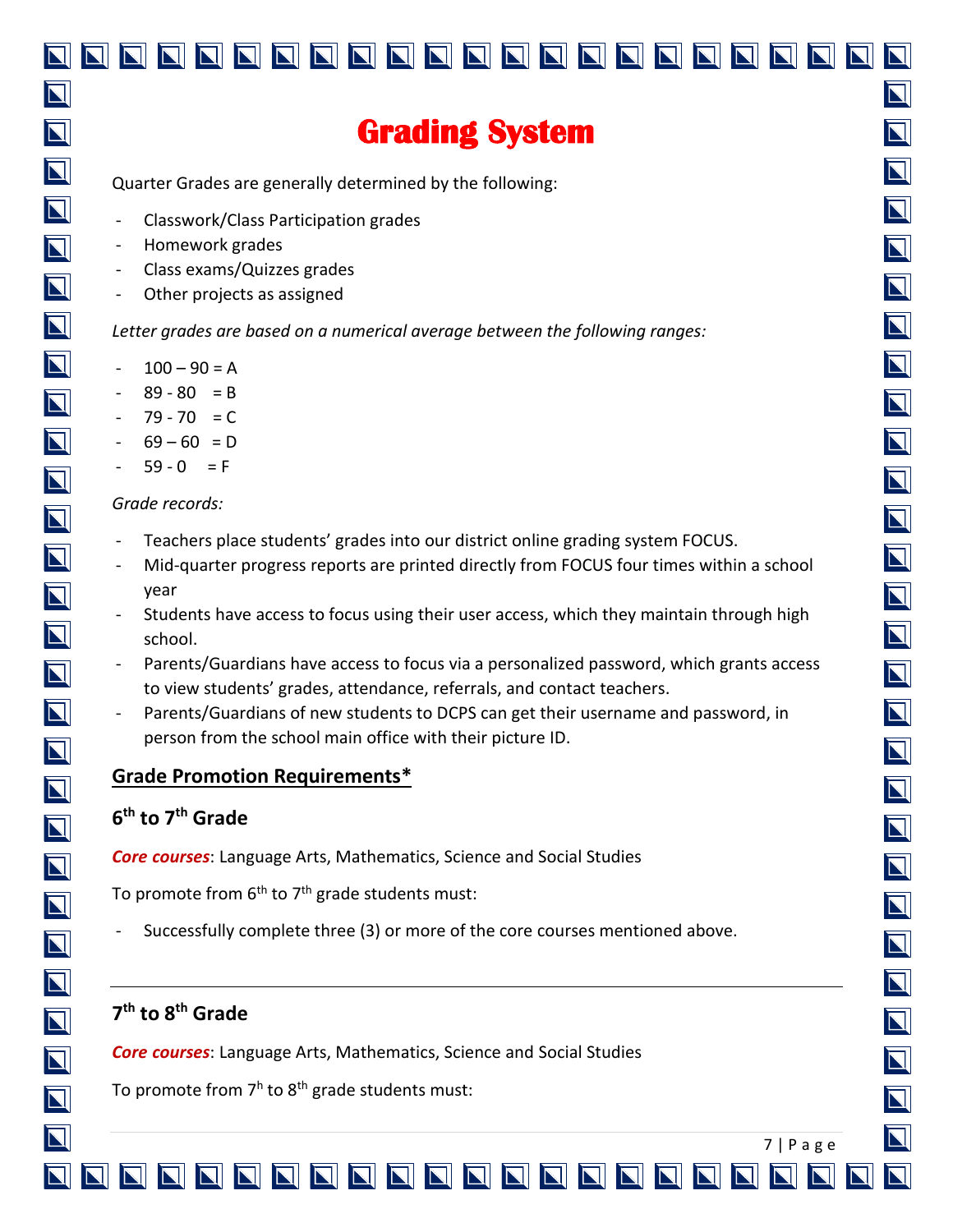# Grading System

Quarter Grades are generally determined by the following:

- Classwork/Class Participation grades
- Homework grades
- Class exams/Quizzes grades
- Other projects as assigned

*Letter grades are based on a numerical average between the following ranges:*

- 100 – 90 = A
- 89 - 80 = B
- 79 - 70 = C
- 69 – 60 = D
- 59 - 0 = F

*Grade records:*

- Teachers place students' grades into our district online grading system FOCUS.
- Mid-quarter progress reports are printed directly from FOCUS four times within a school year
- Students have access to focus using their user access, which they maintain through high school.
- Parents/Guardians have access to focus via a personalized password, which grants access to view students' grades, attendance, referrals, and contact teachers.
- Parents/Guardians of new students to DCPS can get their username and password, in person from the school main office with their picture ID.

## Grade Promotion Requirements*

### 6th to 7th Grade

***Core courses***: Language Arts, Mathematics, Science and Social Studies

To promote from 6th to 7th grade students must:

- Successfully complete three (3) or more of the core courses mentioned above.

---

### 7th to 8th Grade

***Core courses***: Language Arts, Mathematics, Science and Social Studies

To promote from 7h to 8th grade students must: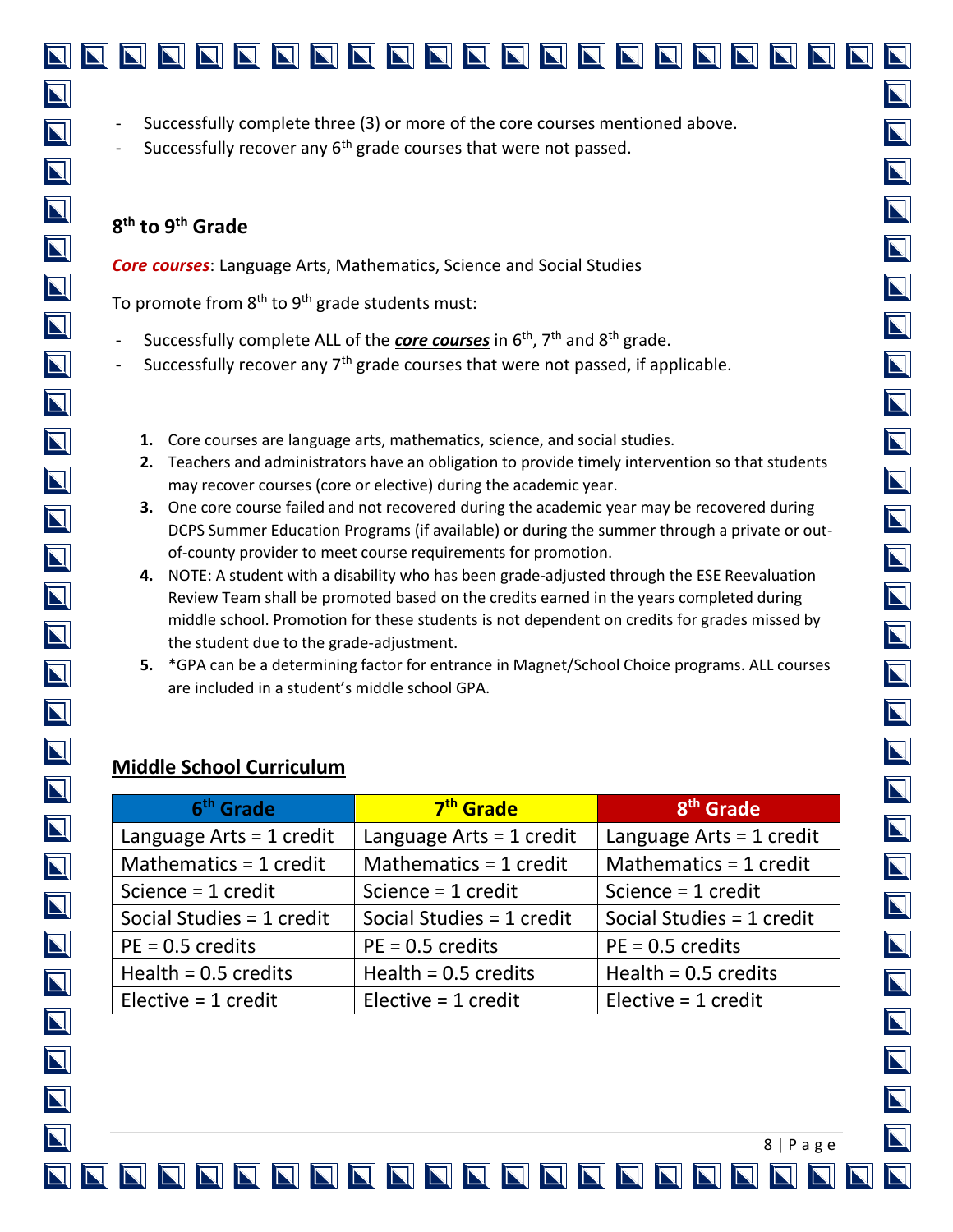- Successfully complete three (3) or more of the core courses mentioned above.
- Successfully recover any 6th grade courses that were not passed.

---

## 8th to 9th Grade

***Core courses***: Language Arts, Mathematics, Science and Social Studies

To promote from 8th to 9th grade students must:

- Successfully complete ALL of the ***core courses*** in 6th, 7th and 8th grade.
- Successfully recover any 7th grade courses that were not passed, if applicable.

---

1. Core courses are language arts, mathematics, science, and social studies.
2. Teachers and administrators have an obligation to provide timely intervention so that students may recover courses (core or elective) during the academic year.
3. One core course failed and not recovered during the academic year may be recovered during DCPS Summer Education Programs (if available) or during the summer through a private or out-of-county provider to meet course requirements for promotion.
4. NOTE: A student with a disability who has been grade-adjusted through the ESE Reevaluation Review Team shall be promoted based on the credits earned in the years completed during middle school. Promotion for these students is not dependent on credits for grades missed by the student due to the grade-adjustment.
5. *GPA can be a determining factor for entrance in Magnet/School Choice programs. ALL courses are included in a student's middle school GPA.

## Middle School Curriculum

| 6th Grade | 7th Grade | 8th Grade |
|---|---|---|
| Language Arts = 1 credit | Language Arts = 1 credit | Language Arts = 1 credit |
| Mathematics = 1 credit | Mathematics = 1 credit | Mathematics = 1 credit |
| Science = 1 credit | Science = 1 credit | Science = 1 credit |
| Social Studies = 1 credit | Social Studies = 1 credit | Social Studies = 1 credit |
| PE = 0.5 credits | PE = 0.5 credits | PE = 0.5 credits |
| Health = 0.5 credits | Health = 0.5 credits | Health = 0.5 credits |
| Elective = 1 credit | Elective = 1 credit | Elective = 1 credit |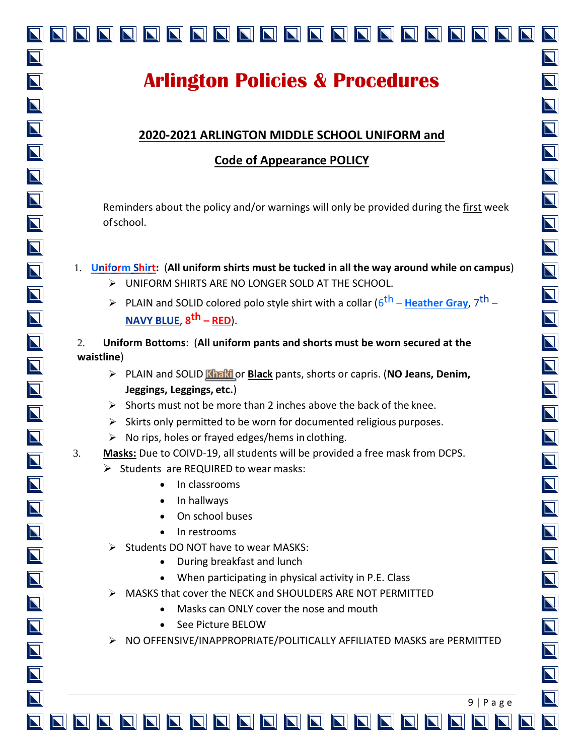# Arlington Policies & Procedures

## 2020-2021 ARLINGTON MIDDLE SCHOOL UNIFORM and Code of Appearance POLICY

Reminders about the policy and/or warnings will only be provided during the first week of school.

1. **Uniform Shirt:** (**All uniform shirts must be tucked in all the way around while on campus**)
   - UNIFORM SHIRTS ARE NO LONGER SOLD AT THE SCHOOL.
   - PLAIN and SOLID colored polo style shirt with a collar (6th – **Heather Gray**, 7th – **NAVY BLUE**, **8th – RED**).

2. **Uniform Bottoms**: (**All uniform pants and shorts must be worn secured at the waistline**)
   - PLAIN and SOLID **Khaki** or **Black** pants, shorts or capris. (**NO Jeans, Denim, Jeggings, Leggings, etc.**)
   - Shorts must not be more than 2 inches above the back of the knee.
   - Skirts only permitted to be worn for documented religious purposes.
   - No rips, holes or frayed edges/hems in clothing.

3. **Masks:** Due to COIVD-19, all students will be provided a free mask from DCPS.
   - Students are REQUIRED to wear masks:
     - In classrooms
     - In hallways
     - On school buses
     - In restrooms
   - Students DO NOT have to wear MASKS:
     - During breakfast and lunch
     - When participating in physical activity in P.E. Class
   - MASKS that cover the NECK and SHOULDERS ARE NOT PERMITTED
     - Masks can ONLY cover the nose and mouth
     - See Picture BELOW
   - NO OFFENSIVE/INAPPROPRIATE/POLITICALLY AFFILIATED MASKS are PERMITTED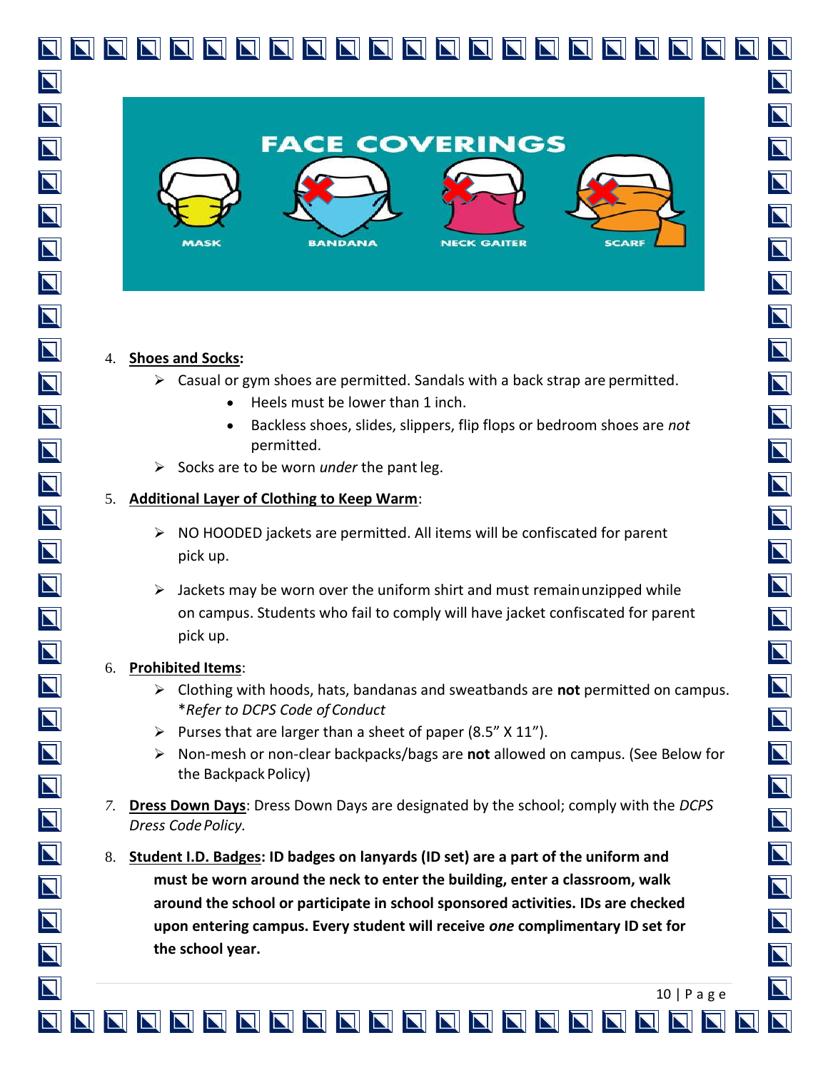FACE COVERINGS

MASK BANDANA NECK GAITER SCARF

4. **Shoes and Socks:**
   - Casual or gym shoes are permitted. Sandals with a back strap are permitted.
     - Heels must be lower than 1 inch.
     - Backless shoes, slides, slippers, flip flops or bedroom shoes are *not* permitted.
   - Socks are to be worn *under* the pant leg.

5. **Additional Layer of Clothing to Keep Warm**:
   - NO HOODED jackets are permitted. All items will be confiscated for parent pick up.
   - Jackets may be worn over the uniform shirt and must remain unzipped while on campus. Students who fail to comply will have jacket confiscated for parent pick up.

6. **Prohibited Items**:
   - Clothing with hoods, hats, bandanas and sweatbands are **not** permitted on campus. **Refer to DCPS Code of Conduct*
   - Purses that are larger than a sheet of paper (8.5" X 11").
   - Non-mesh or non-clear backpacks/bags are **not** allowed on campus. (See Below for the Backpack Policy)

7. **Dress Down Days**: Dress Down Days are designated by the school; comply with the *DCPS Dress Code Policy.*

8. **Student I.D. Badges: ID badges on lanyards (ID set) are a part of the uniform and must be worn around the neck to enter the building, enter a classroom, walk around the school or participate in school sponsored activities. IDs are checked upon entering campus. Every student will receive *one* complimentary ID set for the school year.**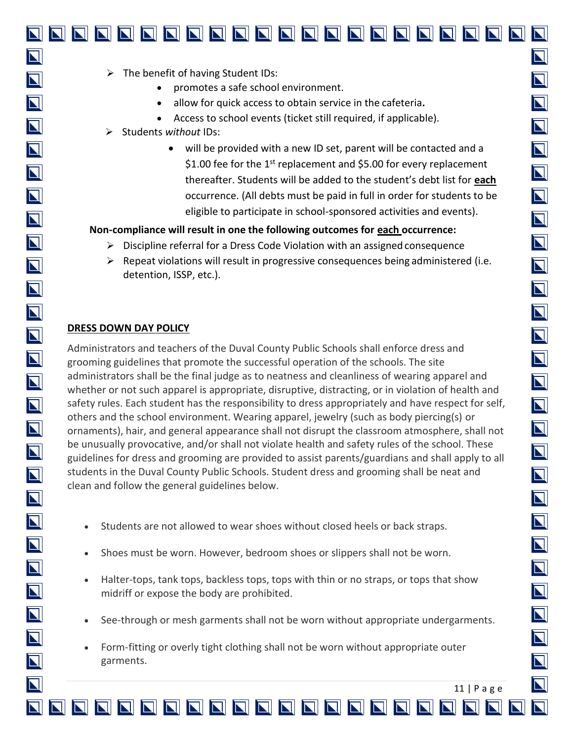- The benefit of having Student IDs:
  - promotes a safe school environment.
  - allow for quick access to obtain service in the cafeteria**.**
  - Access to school events (ticket still required, if applicable).
- Students *without* IDs:
  - will be provided with a new ID set, parent will be contacted and a $1.00 fee for the 1st replacement and $5.00 for every replacement thereafter. Students will be added to the student's debt list for **each** occurrence. (All debts must be paid in full in order for students to be eligible to participate in school-sponsored activities and events).

**Non-compliance will result in one the following outcomes for each occurrence:**

- Discipline referral for a Dress Code Violation with an assigned consequence
- Repeat violations will result in progressive consequences being administered (i.e. detention, ISSP, etc.).

## DRESS DOWN DAY POLICY

Administrators and teachers of the Duval County Public Schools shall enforce dress and grooming guidelines that promote the successful operation of the schools. The site administrators shall be the final judge as to neatness and cleanliness of wearing apparel and whether or not such apparel is appropriate, disruptive, distracting, or in violation of health and safety rules. Each student has the responsibility to dress appropriately and have respect for self, others and the school environment. Wearing apparel, jewelry (such as body piercing(s) or ornaments), hair, and general appearance shall not disrupt the classroom atmosphere, shall not be unusually provocative, and/or shall not violate health and safety rules of the school. These guidelines for dress and grooming are provided to assist parents/guardians and shall apply to all students in the Duval County Public Schools. Student dress and grooming shall be neat and clean and follow the general guidelines below.

- Students are not allowed to wear shoes without closed heels or back straps.
- Shoes must be worn. However, bedroom shoes or slippers shall not be worn.
- Halter-tops, tank tops, backless tops, tops with thin or no straps, or tops that show midriff or expose the body are prohibited.
- See-through or mesh garments shall not be worn without appropriate undergarments.
- Form-fitting or overly tight clothing shall not be worn without appropriate outer garments.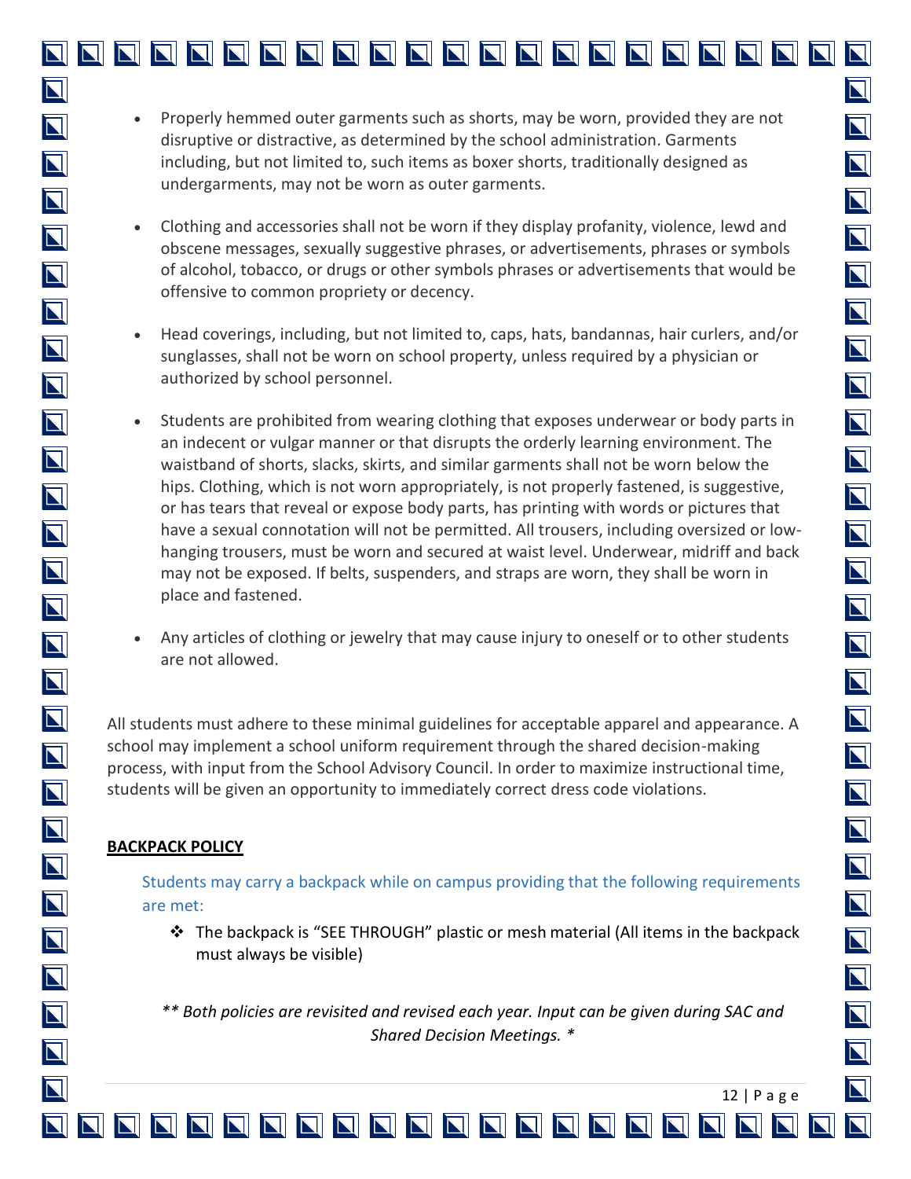- Properly hemmed outer garments such as shorts, may be worn, provided they are not disruptive or distractive, as determined by the school administration. Garments including, but not limited to, such items as boxer shorts, traditionally designed as undergarments, may not be worn as outer garments.

- Clothing and accessories shall not be worn if they display profanity, violence, lewd and obscene messages, sexually suggestive phrases, or advertisements, phrases or symbols of alcohol, tobacco, or drugs or other symbols phrases or advertisements that would be offensive to common propriety or decency.

- Head coverings, including, but not limited to, caps, hats, bandannas, hair curlers, and/or sunglasses, shall not be worn on school property, unless required by a physician or authorized by school personnel.

- Students are prohibited from wearing clothing that exposes underwear or body parts in an indecent or vulgar manner or that disrupts the orderly learning environment. The waistband of shorts, slacks, skirts, and similar garments shall not be worn below the hips. Clothing, which is not worn appropriately, is not properly fastened, is suggestive, or has tears that reveal or expose body parts, has printing with words or pictures that have a sexual connotation will not be permitted. All trousers, including oversized or low-hanging trousers, must be worn and secured at waist level. Underwear, midriff and back may not be exposed. If belts, suspenders, and straps are worn, they shall be worn in place and fastened.

- Any articles of clothing or jewelry that may cause injury to oneself or to other students are not allowed.

All students must adhere to these minimal guidelines for acceptable apparel and appearance. A school may implement a school uniform requirement through the shared decision-making process, with input from the School Advisory Council. In order to maximize instructional time, students will be given an opportunity to immediately correct dress code violations.

**BACKPACK POLICY**

Students may carry a backpack while on campus providing that the following requirements are met:

- The backpack is "SEE THROUGH" plastic or mesh material (All items in the backpack must always be visible)

*** Both policies are revisited and revised each year. Input can be given during SAC and Shared Decision Meetings. **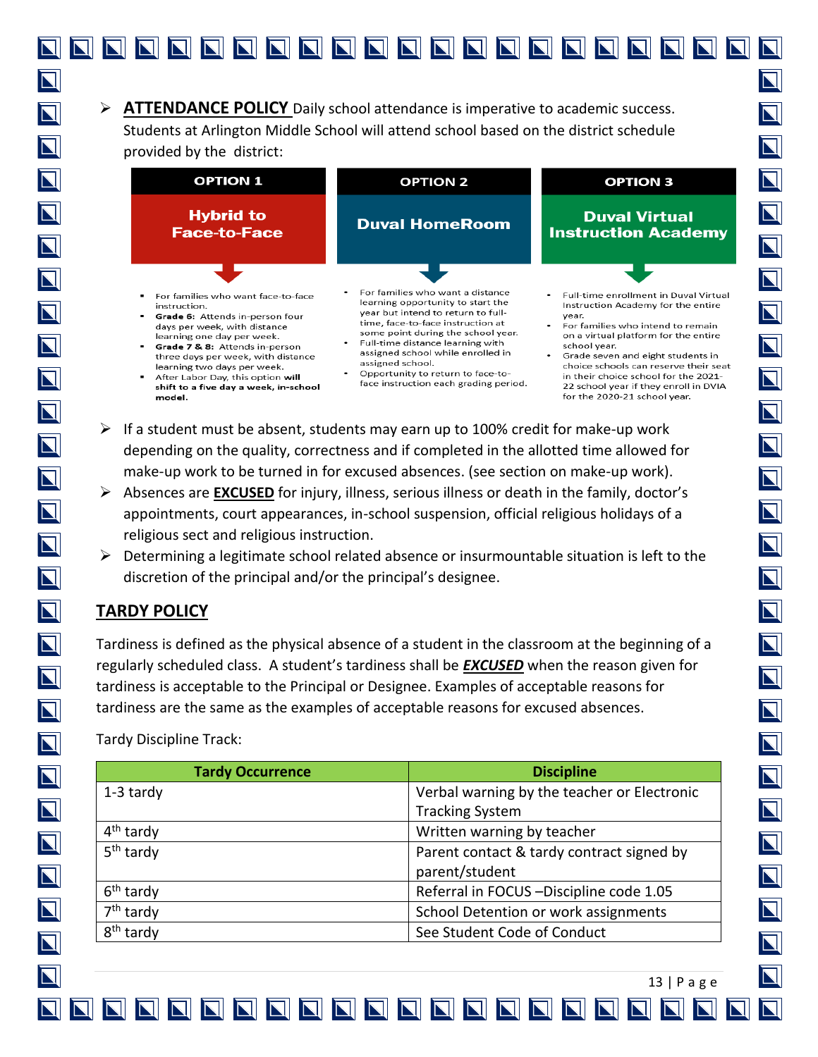- **ATTENDANCE POLICY** Daily school attendance is imperative to academic success. Students at Arlington Middle School will attend school based on the district schedule provided by the district:

**OPTION 1 — Hybrid to Face-to-Face**

- For families who want face-to-face instruction.
- **Grade 6:** Attends in-person four days per week, with distance learning one day per week.
- **Grade 7 & 8:** Attends in-person three days per week, with distance learning two days per week.
- After Labor Day, this option **will shift to a five day a week, in-school model.**

**OPTION 2 — Duval HomeRoom**

- For families who want a distance learning opportunity to start the year but intend to return to full-time, face-to-face instruction at some point during the school year.
- Full-time distance learning with assigned school while enrolled in assigned school.
- Opportunity to return to face-to-face instruction each grading period.

**OPTION 3 — Duval Virtual Instruction Academy**

- Full-time enrollment in Duval Virtual Instruction Academy for the entire year.
- For families who intend to remain on a virtual platform for the entire school year.
- Grade seven and eight students in choice schools can reserve their seat in their choice school for the 2021-22 school year if they enroll in DVIA for the 2020-21 school year.

- If a student must be absent, students may earn up to 100% credit for make-up work depending on the quality, correctness and if completed in the allotted time allowed for make-up work to be turned in for excused absences. (see section on make-up work).
- Absences are **EXCUSED** for injury, illness, serious illness or death in the family, doctor's appointments, court appearances, in-school suspension, official religious holidays of a religious sect and religious instruction.
- Determining a legitimate school related absence or insurmountable situation is left to the discretion of the principal and/or the principal's designee.

## TARDY POLICY

Tardiness is defined as the physical absence of a student in the classroom at the beginning of a regularly scheduled class. A student's tardiness shall be ***EXCUSED*** when the reason given for tardiness is acceptable to the Principal or Designee. Examples of acceptable reasons for tardiness are the same as the examples of acceptable reasons for excused absences.

Tardy Discipline Track:

| Tardy Occurrence | Discipline |
|---|---|
| 1-3 tardy | Verbal warning by the teacher or Electronic Tracking System |
| 4th tardy | Written warning by teacher |
| 5th tardy | Parent contact & tardy contract signed by parent/student |
| 6th tardy | Referral in FOCUS –Discipline code 1.05 |
| 7th tardy | School Detention or work assignments |
| 8th tardy | See Student Code of Conduct |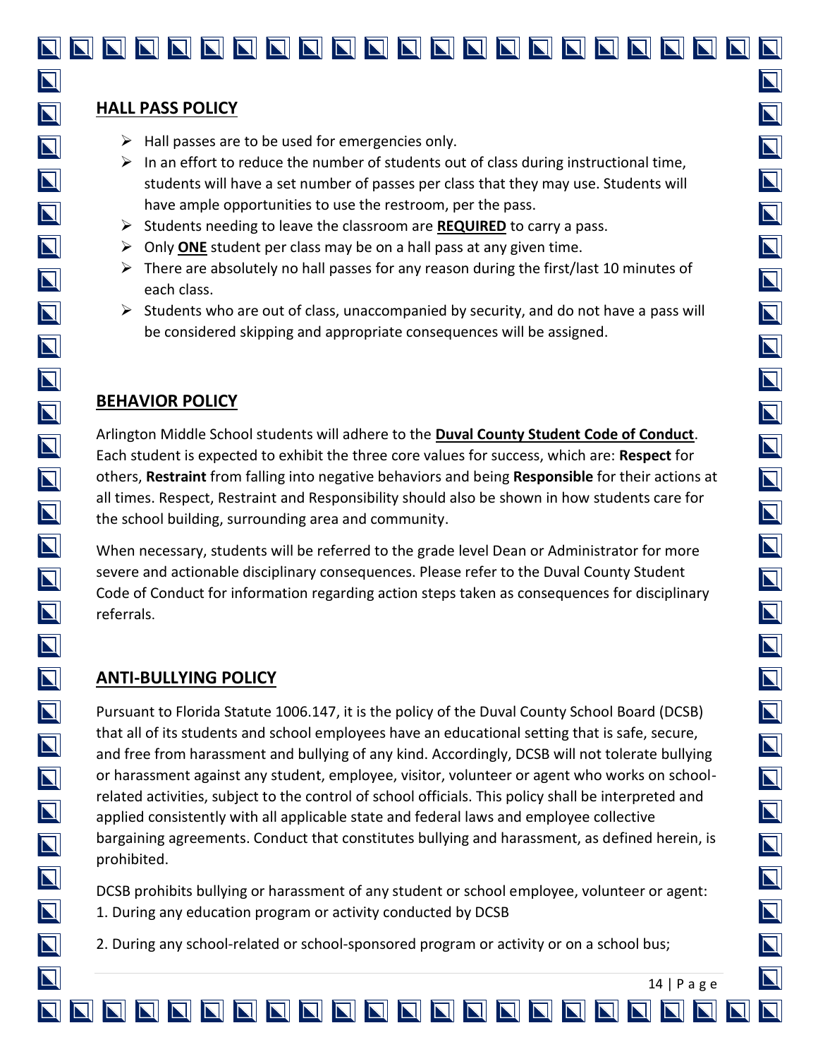## HALL PASS POLICY

- Hall passes are to be used for emergencies only.
- In an effort to reduce the number of students out of class during instructional time, students will have a set number of passes per class that they may use. Students will have ample opportunities to use the restroom, per the pass.
- Students needing to leave the classroom are **REQUIRED** to carry a pass.
- Only **ONE** student per class may be on a hall pass at any given time.
- There are absolutely no hall passes for any reason during the first/last 10 minutes of each class.
- Students who are out of class, unaccompanied by security, and do not have a pass will be considered skipping and appropriate consequences will be assigned.

## BEHAVIOR POLICY

Arlington Middle School students will adhere to the **Duval County Student Code of Conduct**. Each student is expected to exhibit the three core values for success, which are: **Respect** for others, **Restraint** from falling into negative behaviors and being **Responsible** for their actions at all times. Respect, Restraint and Responsibility should also be shown in how students care for the school building, surrounding area and community.

When necessary, students will be referred to the grade level Dean or Administrator for more severe and actionable disciplinary consequences. Please refer to the Duval County Student Code of Conduct for information regarding action steps taken as consequences for disciplinary referrals.

## ANTI-BULLYING POLICY

Pursuant to Florida Statute 1006.147, it is the policy of the Duval County School Board (DCSB) that all of its students and school employees have an educational setting that is safe, secure, and free from harassment and bullying of any kind. Accordingly, DCSB will not tolerate bullying or harassment against any student, employee, visitor, volunteer or agent who works on school-related activities, subject to the control of school officials. This policy shall be interpreted and applied consistently with all applicable state and federal laws and employee collective bargaining agreements. Conduct that constitutes bullying and harassment, as defined herein, is prohibited.

DCSB prohibits bullying or harassment of any student or school employee, volunteer or agent:
1. During any education program or activity conducted by DCSB

2. During any school-related or school-sponsored program or activity or on a school bus;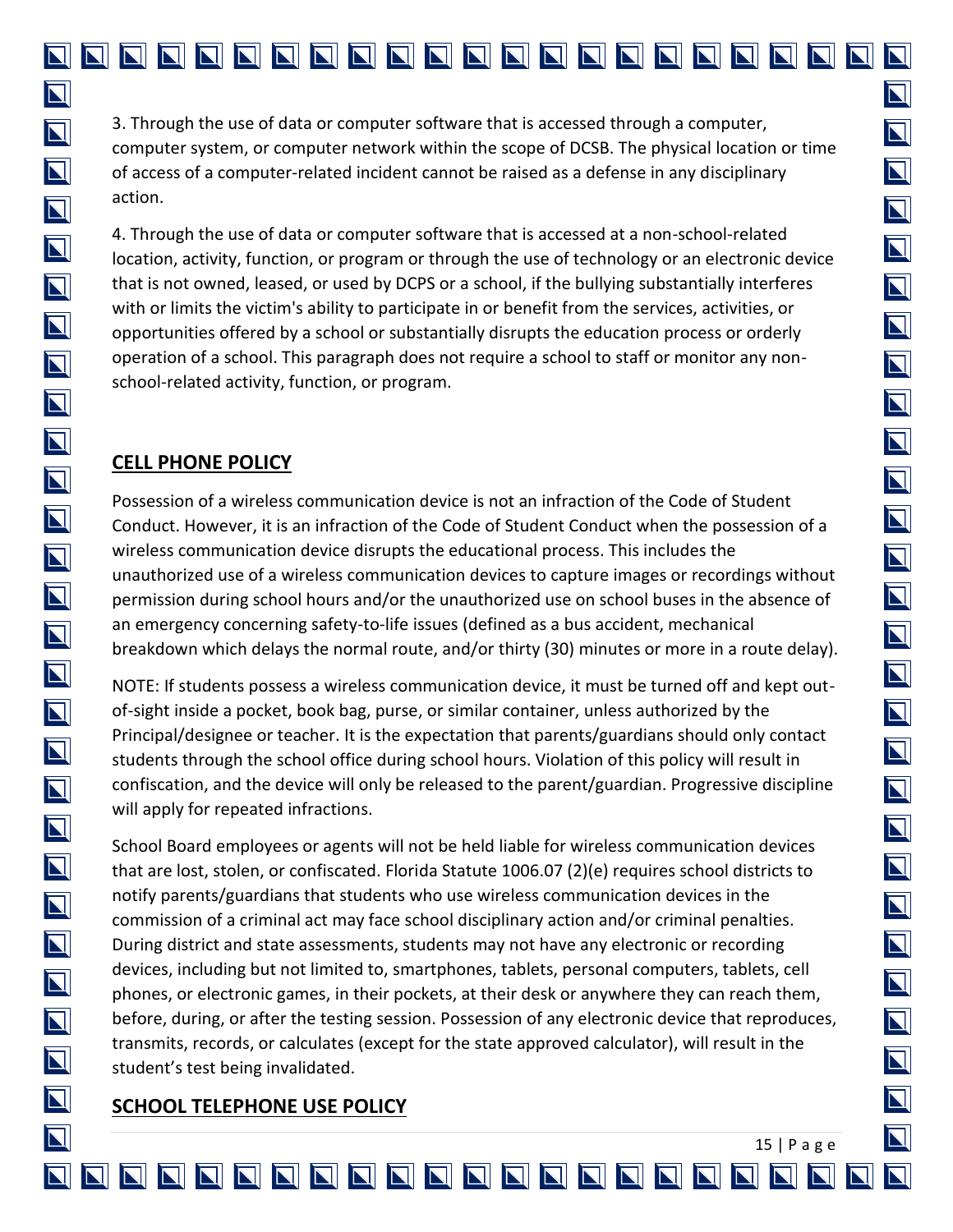3. Through the use of data or computer software that is accessed through a computer, computer system, or computer network within the scope of DCSB. The physical location or time of access of a computer-related incident cannot be raised as a defense in any disciplinary action.

4. Through the use of data or computer software that is accessed at a non-school-related location, activity, function, or program or through the use of technology or an electronic device that is not owned, leased, or used by DCPS or a school, if the bullying substantially interferes with or limits the victim's ability to participate in or benefit from the services, activities, or opportunities offered by a school or substantially disrupts the education process or orderly operation of a school. This paragraph does not require a school to staff or monitor any non-school-related activity, function, or program.

## CELL PHONE POLICY

Possession of a wireless communication device is not an infraction of the Code of Student Conduct. However, it is an infraction of the Code of Student Conduct when the possession of a wireless communication device disrupts the educational process. This includes the unauthorized use of a wireless communication devices to capture images or recordings without permission during school hours and/or the unauthorized use on school buses in the absence of an emergency concerning safety-to-life issues (defined as a bus accident, mechanical breakdown which delays the normal route, and/or thirty (30) minutes or more in a route delay).

NOTE: If students possess a wireless communication device, it must be turned off and kept out-of-sight inside a pocket, book bag, purse, or similar container, unless authorized by the Principal/designee or teacher. It is the expectation that parents/guardians should only contact students through the school office during school hours. Violation of this policy will result in confiscation, and the device will only be released to the parent/guardian. Progressive discipline will apply for repeated infractions.

School Board employees or agents will not be held liable for wireless communication devices that are lost, stolen, or confiscated. Florida Statute 1006.07 (2)(e) requires school districts to notify parents/guardians that students who use wireless communication devices in the commission of a criminal act may face school disciplinary action and/or criminal penalties. During district and state assessments, students may not have any electronic or recording devices, including but not limited to, smartphones, tablets, personal computers, tablets, cell phones, or electronic games, in their pockets, at their desk or anywhere they can reach them, before, during, or after the testing session. Possession of any electronic device that reproduces, transmits, records, or calculates (except for the state approved calculator), will result in the student's test being invalidated.

## SCHOOL TELEPHONE USE POLICY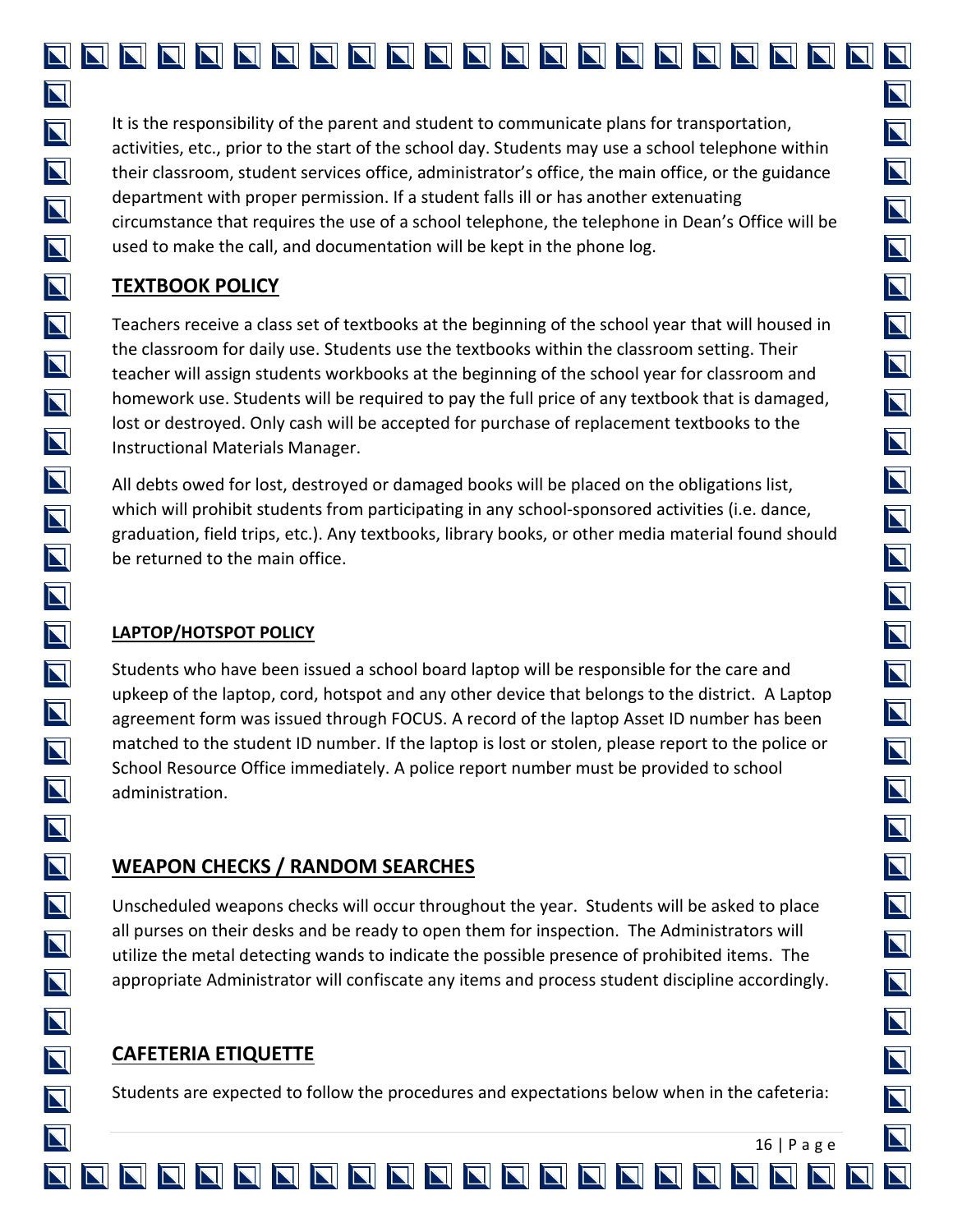It is the responsibility of the parent and student to communicate plans for transportation, activities, etc., prior to the start of the school day. Students may use a school telephone within their classroom, student services office, administrator's office, the main office, or the guidance department with proper permission. If a student falls ill or has another extenuating circumstance that requires the use of a school telephone, the telephone in Dean's Office will be used to make the call, and documentation will be kept in the phone log.

## TEXTBOOK POLICY

Teachers receive a class set of textbooks at the beginning of the school year that will housed in the classroom for daily use. Students use the textbooks within the classroom setting. Their teacher will assign students workbooks at the beginning of the school year for classroom and homework use. Students will be required to pay the full price of any textbook that is damaged, lost or destroyed. Only cash will be accepted for purchase of replacement textbooks to the Instructional Materials Manager.

All debts owed for lost, destroyed or damaged books will be placed on the obligations list, which will prohibit students from participating in any school-sponsored activities (i.e. dance, graduation, field trips, etc.). Any textbooks, library books, or other media material found should be returned to the main office.

### LAPTOP/HOTSPOT POLICY

Students who have been issued a school board laptop will be responsible for the care and upkeep of the laptop, cord, hotspot and any other device that belongs to the district. A Laptop agreement form was issued through FOCUS. A record of the laptop Asset ID number has been matched to the student ID number. If the laptop is lost or stolen, please report to the police or School Resource Office immediately. A police report number must be provided to school administration.

## WEAPON CHECKS / RANDOM SEARCHES

Unscheduled weapons checks will occur throughout the year. Students will be asked to place all purses on their desks and be ready to open them for inspection. The Administrators will utilize the metal detecting wands to indicate the possible presence of prohibited items. The appropriate Administrator will confiscate any items and process student discipline accordingly.

## CAFETERIA ETIQUETTE

Students are expected to follow the procedures and expectations below when in the cafeteria: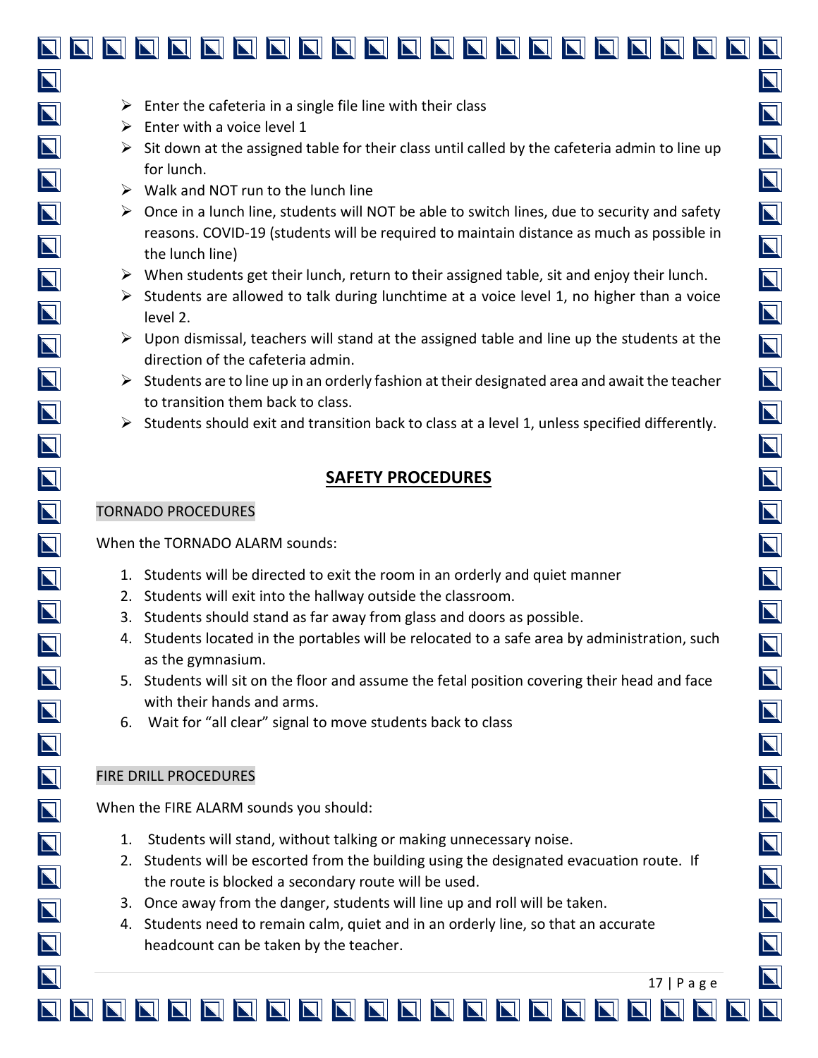- Enter the cafeteria in a single file line with their class
- Enter with a voice level 1
- Sit down at the assigned table for their class until called by the cafeteria admin to line up for lunch.
- Walk and NOT run to the lunch line
- Once in a lunch line, students will NOT be able to switch lines, due to security and safety reasons. COVID-19 (students will be required to maintain distance as much as possible in the lunch line)
- When students get their lunch, return to their assigned table, sit and enjoy their lunch.
- Students are allowed to talk during lunchtime at a voice level 1, no higher than a voice level 2.
- Upon dismissal, teachers will stand at the assigned table and line up the students at the direction of the cafeteria admin.
- Students are to line up in an orderly fashion at their designated area and await the teacher to transition them back to class.
- Students should exit and transition back to class at a level 1, unless specified differently.

## SAFETY PROCEDURES

### TORNADO PROCEDURES

When the TORNADO ALARM sounds:

1. Students will be directed to exit the room in an orderly and quiet manner
2. Students will exit into the hallway outside the classroom.
3. Students should stand as far away from glass and doors as possible.
4. Students located in the portables will be relocated to a safe area by administration, such as the gymnasium.
5. Students will sit on the floor and assume the fetal position covering their head and face with their hands and arms.
6. Wait for "all clear" signal to move students back to class

### FIRE DRILL PROCEDURES

When the FIRE ALARM sounds you should:

1. Students will stand, without talking or making unnecessary noise.
2. Students will be escorted from the building using the designated evacuation route. If the route is blocked a secondary route will be used.
3. Once away from the danger, students will line up and roll will be taken.
4. Students need to remain calm, quiet and in an orderly line, so that an accurate headcount can be taken by the teacher.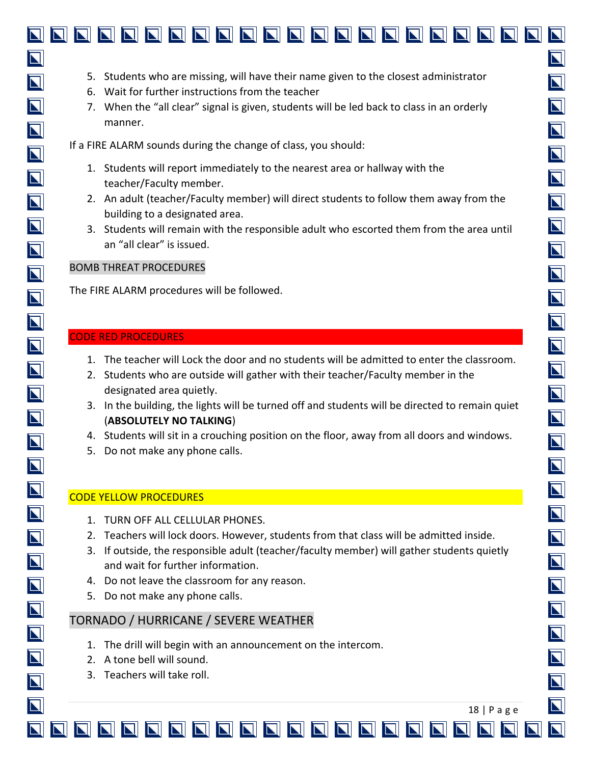5. Students who are missing, will have their name given to the closest administrator
6. Wait for further instructions from the teacher
7. When the "all clear" signal is given, students will be led back to class in an orderly manner.

If a FIRE ALARM sounds during the change of class, you should:

1. Students will report immediately to the nearest area or hallway with the teacher/Faculty member.
2. An adult (teacher/Faculty member) will direct students to follow them away from the building to a designated area.
3. Students will remain with the responsible adult who escorted them from the area until an "all clear" is issued.

## BOMB THREAT PROCEDURES

The FIRE ALARM procedures will be followed.

## CODE RED PROCEDURES

1. The teacher will Lock the door and no students will be admitted to enter the classroom.
2. Students who are outside will gather with their teacher/Faculty member in the designated area quietly.
3. In the building, the lights will be turned off and students will be directed to remain quiet (**ABSOLUTELY NO TALKING**)
4. Students will sit in a crouching position on the floor, away from all doors and windows.
5. Do not make any phone calls.

## CODE YELLOW PROCEDURES

1. TURN OFF ALL CELLULAR PHONES.
2. Teachers will lock doors. However, students from that class will be admitted inside.
3. If outside, the responsible adult (teacher/faculty member) will gather students quietly and wait for further information.
4. Do not leave the classroom for any reason.
5. Do not make any phone calls.

## TORNADO / HURRICANE / SEVERE WEATHER

1. The drill will begin with an announcement on the intercom.
2. A tone bell will sound.
3. Teachers will take roll.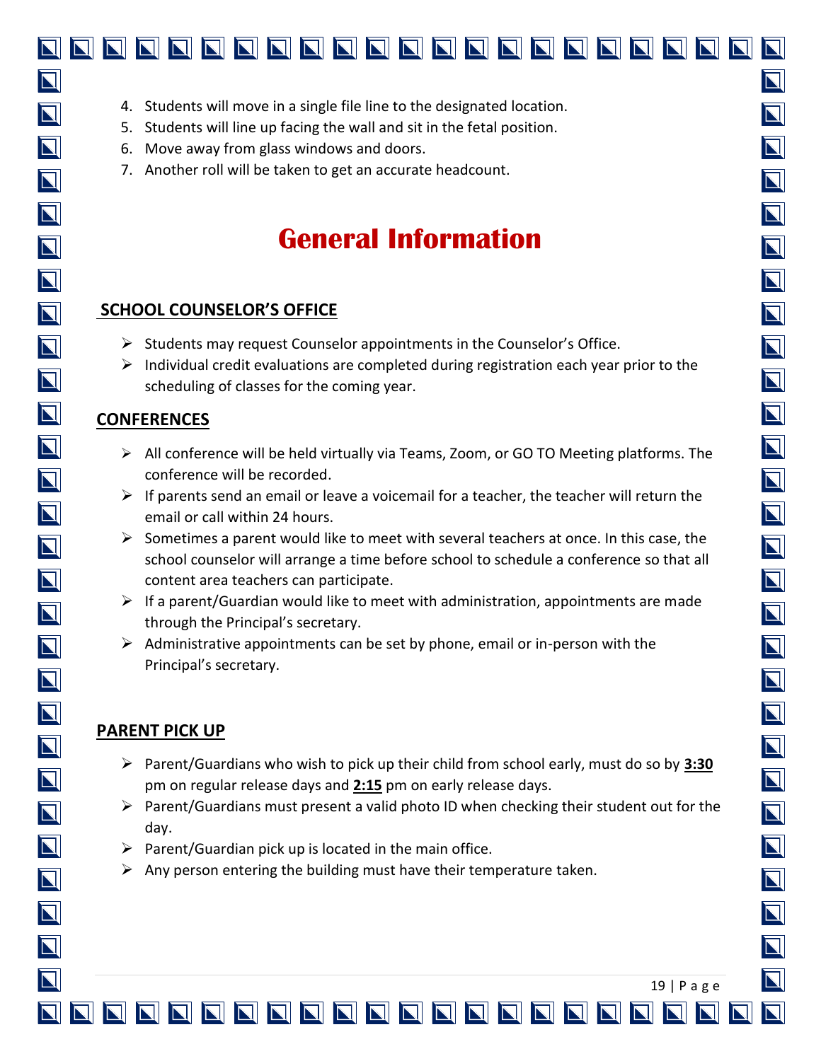4. Students will move in a single file line to the designated location.
5. Students will line up facing the wall and sit in the fetal position.
6. Move away from glass windows and doors.
7. Another roll will be taken to get an accurate headcount.

# General Information

## SCHOOL COUNSELOR'S OFFICE

- Students may request Counselor appointments in the Counselor's Office.
- Individual credit evaluations are completed during registration each year prior to the scheduling of classes for the coming year.

## CONFERENCES

- All conference will be held virtually via Teams, Zoom, or GO TO Meeting platforms. The conference will be recorded.
- If parents send an email or leave a voicemail for a teacher, the teacher will return the email or call within 24 hours.
- Sometimes a parent would like to meet with several teachers at once. In this case, the school counselor will arrange a time before school to schedule a conference so that all content area teachers can participate.
- If a parent/Guardian would like to meet with administration, appointments are made through the Principal's secretary.
- Administrative appointments can be set by phone, email or in-person with the Principal's secretary.

## PARENT PICK UP

- Parent/Guardians who wish to pick up their child from school early, must do so by **3:30** pm on regular release days and **2:15** pm on early release days.
- Parent/Guardians must present a valid photo ID when checking their student out for the day.
- Parent/Guardian pick up is located in the main office.
- Any person entering the building must have their temperature taken.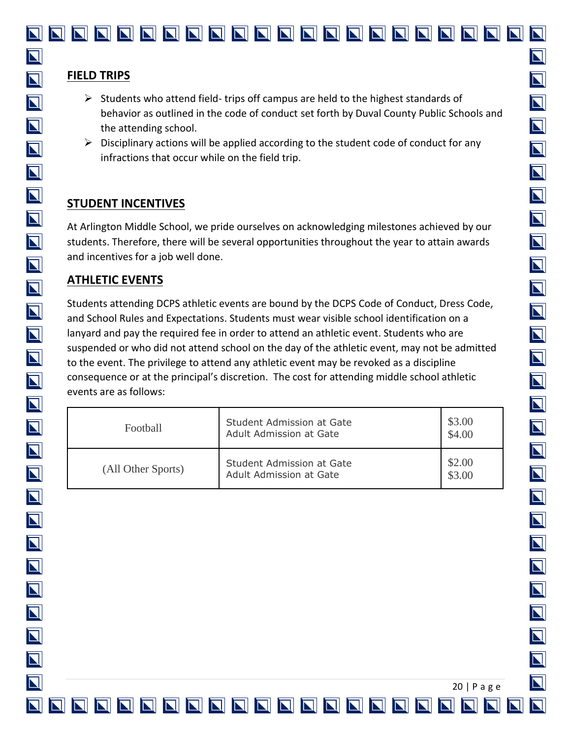## FIELD TRIPS

- Students who attend field- trips off campus are held to the highest standards of behavior as outlined in the code of conduct set forth by Duval County Public Schools and the attending school.
- Disciplinary actions will be applied according to the student code of conduct for any infractions that occur while on the field trip.

## STUDENT INCENTIVES

At Arlington Middle School, we pride ourselves on acknowledging milestones achieved by our students. Therefore, there will be several opportunities throughout the year to attain awards and incentives for a job well done.

## ATHLETIC EVENTS

Students attending DCPS athletic events are bound by the DCPS Code of Conduct, Dress Code, and School Rules and Expectations. Students must wear visible school identification on a lanyard and pay the required fee in order to attend an athletic event. Students who are suspended or who did not attend school on the day of the athletic event, may not be admitted to the event. The privilege to attend any athletic event may be revoked as a discipline consequence or at the principal's discretion. The cost for attending middle school athletic events are as follows:

| | | |
|---|---|---|
| Football | Student Admission at Gate<br>Adult Admission at Gate | \$3.00<br>\$4.00 |
| (All Other Sports) | Student Admission at Gate<br>Adult Admission at Gate | \$2.00<br>\$3.00 |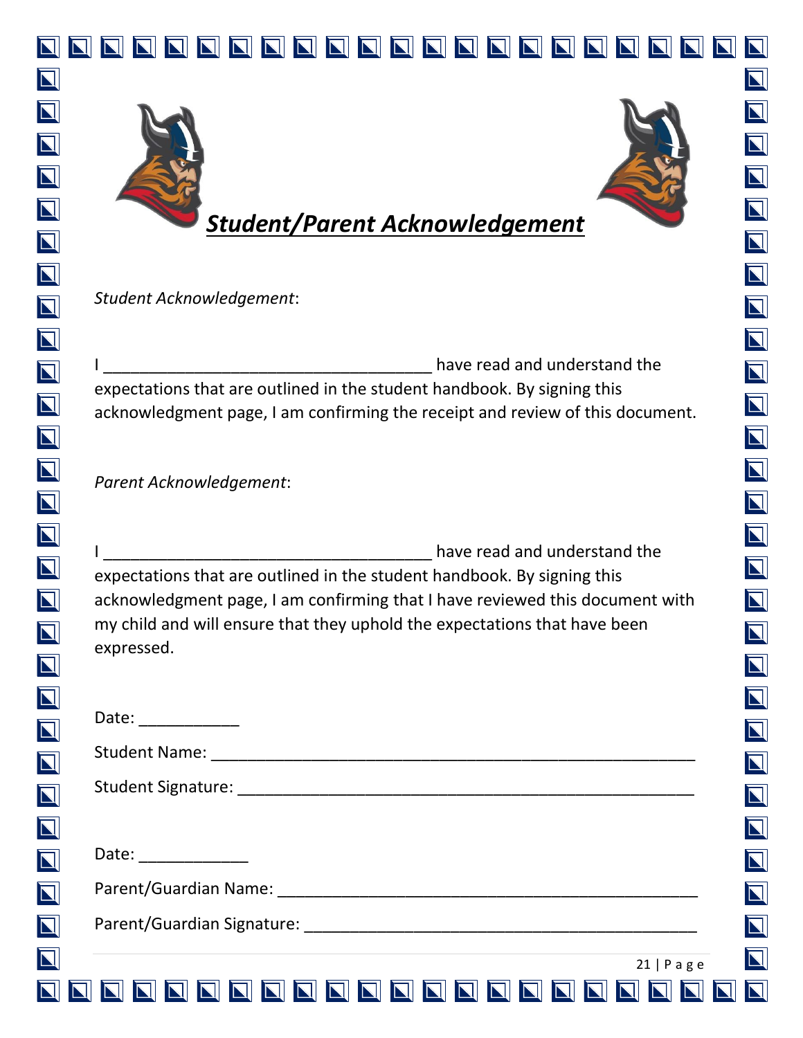# ***Student/Parent Acknowledgement***

*Student Acknowledgement*:

I ____________________________________ have read and understand the expectations that are outlined in the student handbook. By signing this acknowledgment page, I am confirming the receipt and review of this document.

*Parent Acknowledgement*:

I ____________________________________ have read and understand the expectations that are outlined in the student handbook. By signing this acknowledgment page, I am confirming that I have reviewed this document with my child and will ensure that they uphold the expectations that have been expressed.

Date: ___________

Student Name: ______________________________________________________

Student Signature: ___________________________________________________

Date: ____________

Parent/Guardian Name: _________________________________________________

Parent/Guardian Signature: ______________________________________________